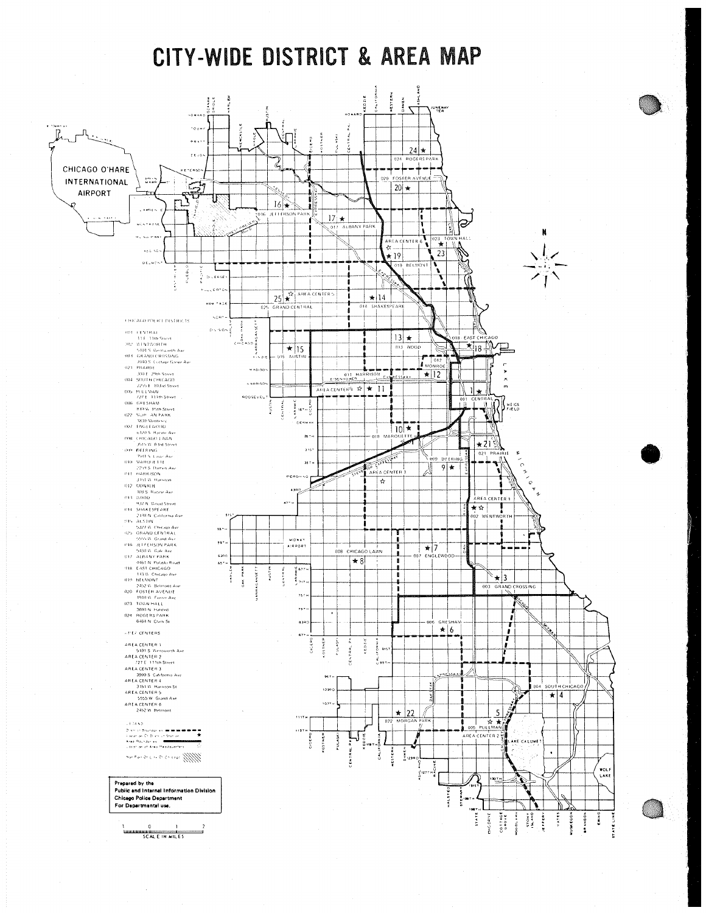# CITY-WIDE DISTRICT & AREA MAP

CHICAGO POLICE DISTRICTS

- 001 CENTRAL
  - 11 E. 11th Street
- 002 WENTWORTH
  - 5101 S. Wentworth Ave
- 003 GRAND CROSSING
  - 7040 S. Cottage Grove Ave
- 021 PRAIRIE
  - 300 E. 29th Street
- 004 SOUTH CHICAGO
  - 2255 E. 103rd Street
- 005 PULLMAN
  - 727 E. 111th Street
- 006 GRESHAM
  - 819 W. 85th Street
- 022 MORGAN PARK
  - 1830 Monterey
- 007 ENGLEWOOD
  - 6120 S. Racine Ave
- 008 CHICAGO LAWN
  - 3515 W. 63rd Street
- 009 DEERING
  - 3501 S. Lowe Ave
- 010 MARQUETTE
  - 2259 S. Damen Ave
- 011 HARRISON
  - 3151 W. Harrison
- 012 MONROE
  - 100 S. Racine Ave
- 013 WOOD
  - 937 N. Wood Street
- 014 SHAKESPEARE
  - 2138 N. California Ave
- 015 AUSTIN
  - 5327 W. Chicago Ave
- 025 GRAND CENTRAL
  - 5555 W. Grand Ave
- 016 JEFFERSON PARK
  - 5430 W. Gale Ave
- 017 ALBANY PARK
  - 4461 N. Pulaski Road
- 018 EAST CHICAGO
  - 113 W. Chicago Ave
- 019 BELMONT
  - 2452 W. Belmont Ave
- 020 FOSTER AVENUE
  - 1940 W. Foster Ave
- 023 TOWN HALL
  - 3600 N. Halsted
- 024 ROGERS PARK
  - 6464 N. Clark St

AREA CENTERS

- AREA CENTER 1
  - 5101 S. Wentworth Ave
- AREA CENTER 2
  - 727 E. 111th Street
- AREA CENTER 3
  - 3900 S. California Ave
- AREA CENTER 4
  - 3151 W. Harrison St
- AREA CENTER 5
  - 5555 W. Grand Ave
- AREA CENTER 6
  - 2452 W. Belmont

LEGEND

- District Boundaries
- Location Of District Station ★
- Area Boundaries
- Location of Area Headquarters ☆
- Not Part Of City Of Chicago

**Prepared by the Public and Internal Information Division Chicago Police Department For Departmental use.**

SCALE IN MILES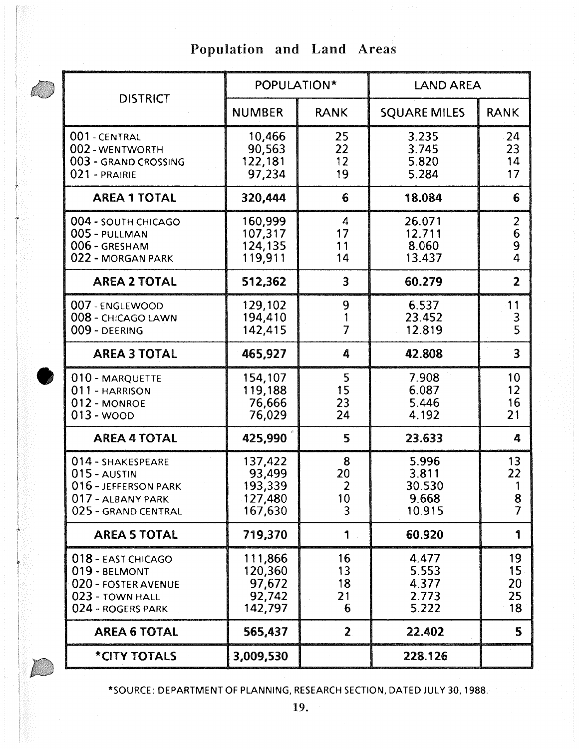# Population and Land Areas

| DISTRICT | POPULATION* | | LAND AREA | |
|---|---|---|---|---|
| | NUMBER | RANK | SQUARE MILES | RANK |
| 001 - CENTRAL | 10,466 | 25 | 3.235 | 24 |
| 002 - WENTWORTH | 90,563 | 22 | 3.745 | 23 |
| 003 - GRAND CROSSING | 122,181 | 12 | 5.820 | 14 |
| 021 - PRAIRIE | 97,234 | 19 | 5.284 | 17 |
| **AREA 1 TOTAL** | **320,444** | **6** | **18.084** | **6** |
| 004 - SOUTH CHICAGO | 160,999 | 4 | 26.071 | 2 |
| 005 - PULLMAN | 107,317 | 17 | 12.711 | 6 |
| 006 - GRESHAM | 124,135 | 11 | 8.060 | 9 |
| 022 - MORGAN PARK | 119,911 | 14 | 13.437 | 4 |
| **AREA 2 TOTAL** | **512,362** | **3** | **60.279** | **2** |
| 007 - ENGLEWOOD | 129,102 | 9 | 6.537 | 11 |
| 008 - CHICAGO LAWN | 194,410 | 1 | 23.452 | 3 |
| 009 - DEERING | 142,415 | 7 | 12.819 | 5 |
| **AREA 3 TOTAL** | **465,927** | **4** | **42.808** | **3** |
| 010 - MARQUETTE | 154,107 | 5 | 7.908 | 10 |
| 011 - HARRISON | 119,188 | 15 | 6.087 | 12 |
| 012 - MONROE | 76,666 | 23 | 5.446 | 16 |
| 013 - WOOD | 76,029 | 24 | 4.192 | 21 |
| **AREA 4 TOTAL** | **425,990** | **5** | **23.633** | **4** |
| 014 - SHAKESPEARE | 137,422 | 8 | 5.996 | 13 |
| 015 - AUSTIN | 93,499 | 20 | 3.811 | 22 |
| 016 - JEFFERSON PARK | 193,339 | 2 | 30.530 | 1 |
| 017 - ALBANY PARK | 127,480 | 10 | 9.668 | 8 |
| 025 - GRAND CENTRAL | 167,630 | 3 | 10.915 | 7 |
| **AREA 5 TOTAL** | **719,370** | **1** | **60.920** | **1** |
| 018 - EAST CHICAGO | 111,866 | 16 | 4.477 | 19 |
| 019 - BELMONT | 120,360 | 13 | 5.553 | 15 |
| 020 - FOSTER AVENUE | 97,672 | 18 | 4.377 | 20 |
| 023 - TOWN HALL | 92,742 | 21 | 2.773 | 25 |
| 024 - ROGERS PARK | 142,797 | 6 | 5.222 | 18 |
| **AREA 6 TOTAL** | **565,437** | **2** | **22.402** | **5** |
| ***CITY TOTALS** | **3,009,530** | | **228.126** | |

*SOURCE: DEPARTMENT OF PLANNING, RESEARCH SECTION, DATED JULY 30, 1988.